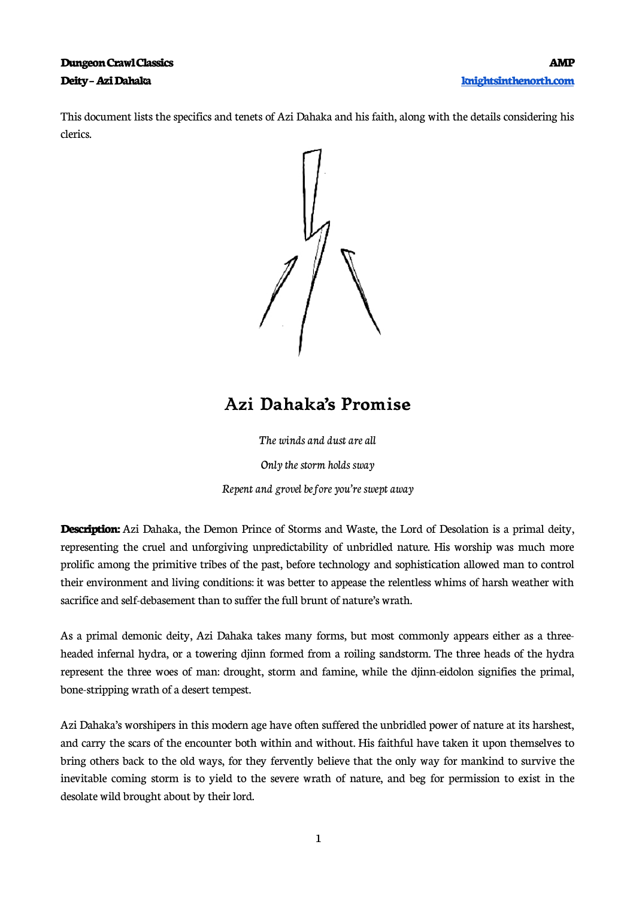This document lists the specifics and tenets of Azi Dahaka and his faith, along with the details considering his clerics.

## Azi Dahaka's Promise

*The winds and dust are all*

*Only the storm holds sway*

*Repent and grovel before you're swept away*

**Description:** Azi Dahaka, the Demon Prince of Storms and Waste, the Lord of Desolation is a primal deity, representing the cruel and unforgiving unpredictability of unbridled nature. His worship was much more prolific among the primitive tribes of the past, before technology and sophistication allowed man to control their environment and living conditions: it was better to appease the relentless whims of harsh weather with sacrifice and self-debasement than to suffer the full brunt of nature's wrath.

As a primal demonic deity, Azi Dahaka takes many forms, but most commonly appears either as a three-headed infernal hydra, or a towering djinn formed from a roiling sandstorm. The three heads of the hydra represent the three woes of man: drought, storm and famine, while the djinn-eidolon signifies the primal, bone-stripping wrath of a desert tempest.

Azi Dahaka's worshipers in this modern age have often suffered the unbridled power of nature at its harshest, and carry the scars of the encounter both within and without. His faithful have taken it upon themselves to bring others back to the old ways, for they fervently believe that the only way for mankind to survive the inevitable coming storm is to yield to the severe wrath of nature, and beg for permission to exist in the desolate wild brought about by their lord.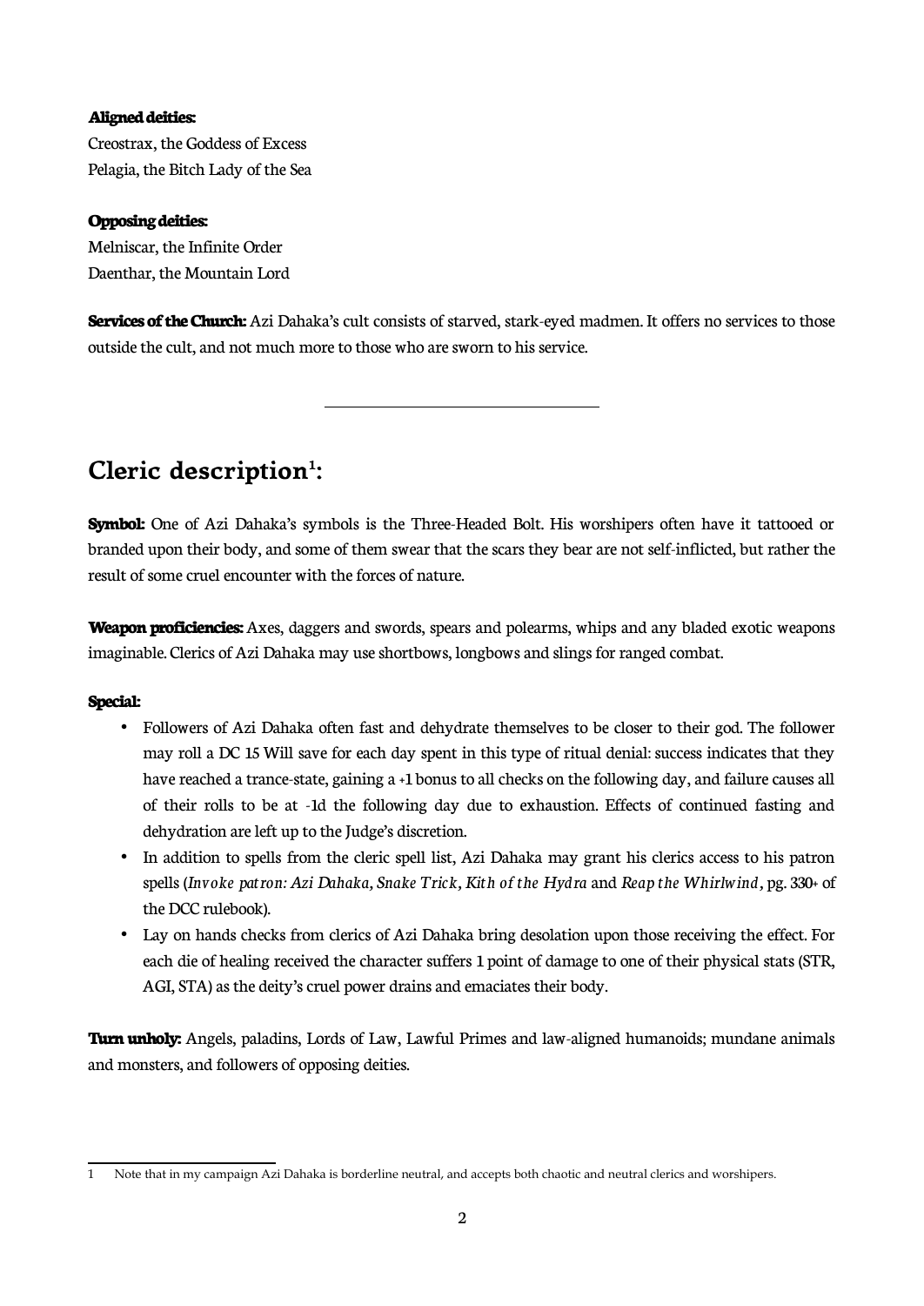**Aligned deities:**
Creostrax, the Goddess of Excess
Pelagia, the Bitch Lady of the Sea

**Opposing deities:**
Melniscar, the Infinite Order
Daenthar, the Mountain Lord

**Services of the Church:** Azi Dahaka's cult consists of starved, stark-eyed madmen. It offers no services to those outside the cult, and not much more to those who are sworn to his service.

---

## Cleric description[1]:

**Symbol:** One of Azi Dahaka's symbols is the Three-Headed Bolt. His worshipers often have it tattooed or branded upon their body, and some of them swear that the scars they bear are not self-inflicted, but rather the result of some cruel encounter with the forces of nature.

**Weapon proficiencies:** Axes, daggers and swords, spears and polearms, whips and any bladed exotic weapons imaginable. Clerics of Azi Dahaka may use shortbows, longbows and slings for ranged combat.

**Special:**

- Followers of Azi Dahaka often fast and dehydrate themselves to be closer to their god. The follower may roll a DC 15 Will save for each day spent in this type of ritual denial: success indicates that they have reached a trance-state, gaining a +1 bonus to all checks on the following day, and failure causes all of their rolls to be at -1d the following day due to exhaustion. Effects of continued fasting and dehydration are left up to the Judge's discretion.
- In addition to spells from the cleric spell list, Azi Dahaka may grant his clerics access to his patron spells (*Invoke patron: Azi Dahaka*, *Snake Trick*, *Kith of the Hydra* and *Reap the Whirlwind*, pg. 330+ of the DCC rulebook).
- Lay on hands checks from clerics of Azi Dahaka bring desolation upon those receiving the effect. For each die of healing received the character suffers 1 point of damage to one of their physical stats (STR, AGI, STA) as the deity's cruel power drains and emaciates their body.

**Turn unholy:** Angels, paladins, Lords of Law, Lawful Primes and law-aligned humanoids; mundane animals and monsters, and followers of opposing deities.

---

[1] Note that in my campaign Azi Dahaka is borderline neutral, and accepts both chaotic and neutral clerics and worshipers.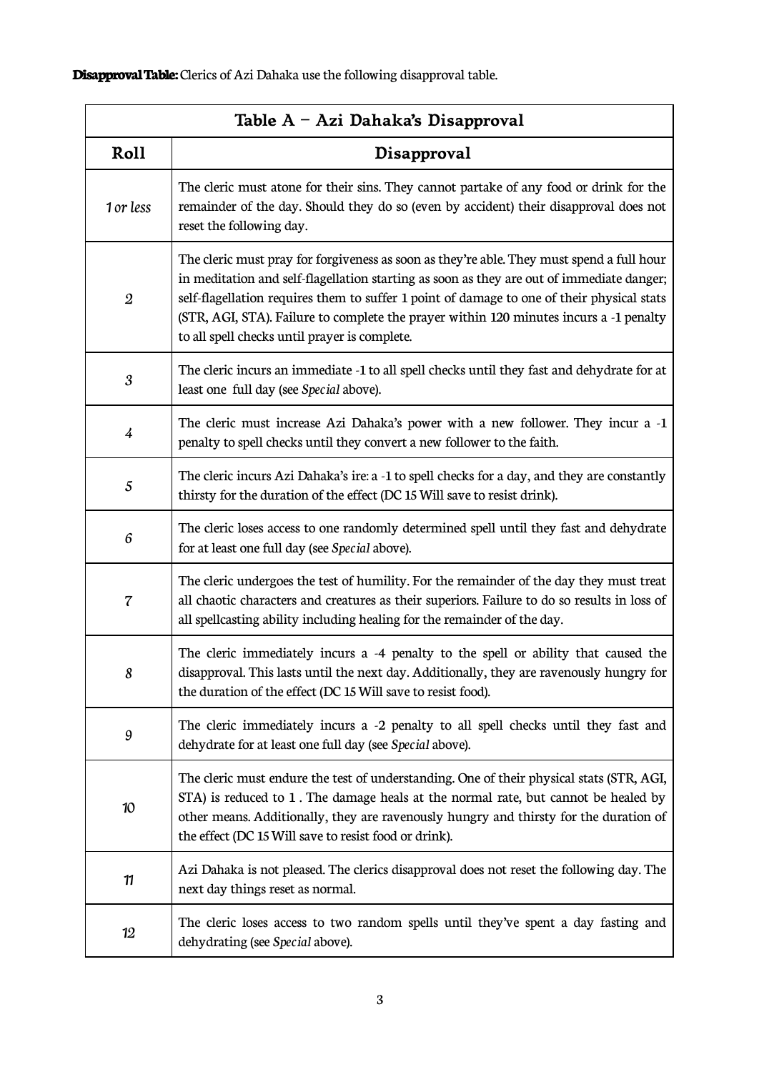**Disapproval Table:** Clerics of Azi Dahaka use the following disapproval table.

| Table A – Azi Dahaka's Disapproval | |
|---|---|
| **Roll** | **Disapproval** |
| *1 or less* | The cleric must atone for their sins. They cannot partake of any food or drink for the remainder of the day. Should they do so (even by accident) their disapproval does not reset the following day. |
| *2* | The cleric must pray for forgiveness as soon as they're able. They must spend a full hour in meditation and self-flagellation starting as soon as they are out of immediate danger; self-flagellation requires them to suffer 1 point of damage to one of their physical stats (STR, AGI, STA). Failure to complete the prayer within 120 minutes incurs a -1 penalty to all spell checks until prayer is complete. |
| *3* | The cleric incurs an immediate -1 to all spell checks until they fast and dehydrate for at least one full day (see *Special* above). |
| *4* | The cleric must increase Azi Dahaka's power with a new follower. They incur a -1 penalty to spell checks until they convert a new follower to the faith. |
| *5* | The cleric incurs Azi Dahaka's ire: a -1 to spell checks for a day, and they are constantly thirsty for the duration of the effect (DC 15 Will save to resist drink). |
| *6* | The cleric loses access to one randomly determined spell until they fast and dehydrate for at least one full day (see *Special* above). |
| *7* | The cleric undergoes the test of humility. For the remainder of the day they must treat all chaotic characters and creatures as their superiors. Failure to do so results in loss of all spellcasting ability including healing for the remainder of the day. |
| *8* | The cleric immediately incurs a -4 penalty to the spell or ability that caused the disapproval. This lasts until the next day. Additionally, they are ravenously hungry for the duration of the effect (DC 15 Will save to resist food). |
| *9* | The cleric immediately incurs a -2 penalty to all spell checks until they fast and dehydrate for at least one full day (see *Special* above). |
| *10* | The cleric must endure the test of understanding. One of their physical stats (STR, AGI, STA) is reduced to 1 . The damage heals at the normal rate, but cannot be healed by other means. Additionally, they are ravenously hungry and thirsty for the duration of the effect (DC 15 Will save to resist food or drink). |
| *11* | Azi Dahaka is not pleased. The clerics disapproval does not reset the following day. The next day things reset as normal. |
| *12* | The cleric loses access to two random spells until they've spent a day fasting and dehydrating (see *Special* above). |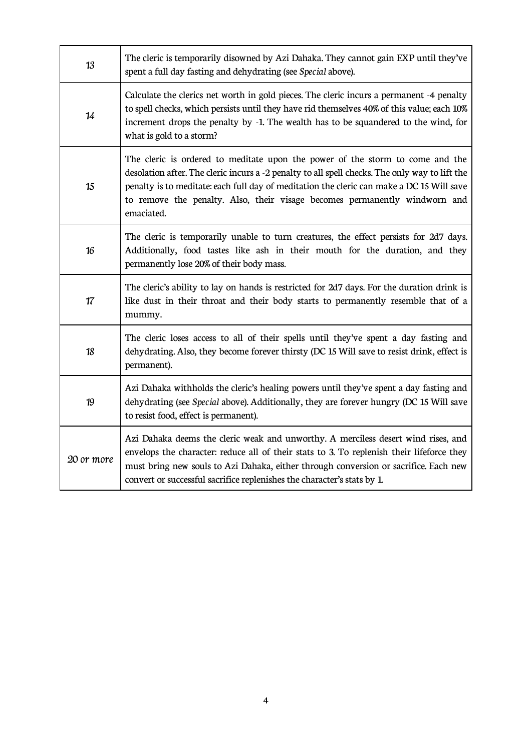| | |
|---|---|
| *13* | The cleric is temporarily disowned by Azi Dahaka. They cannot gain EXP until they've spent a full day fasting and dehydrating (see *Special* above). |
| *14* | Calculate the clerics net worth in gold pieces. The cleric incurs a permanent -4 penalty to spell checks, which persists until they have rid themselves 40% of this value; each 10% increment drops the penalty by -1. The wealth has to be squandered to the wind, for what is gold to a storm? |
| *15* | The cleric is ordered to meditate upon the power of the storm to come and the desolation after. The cleric incurs a -2 penalty to all spell checks. The only way to lift the penalty is to meditate: each full day of meditation the cleric can make a DC 15 Will save to remove the penalty. Also, their visage becomes permanently windworn and emaciated. |
| *16* | The cleric is temporarily unable to turn creatures, the effect persists for 2d7 days. Additionally, food tastes like ash in their mouth for the duration, and they permanently lose 20% of their body mass. |
| *17* | The cleric's ability to lay on hands is restricted for 2d7 days. For the duration drink is like dust in their throat and their body starts to permanently resemble that of a mummy. |
| *18* | The cleric loses access to all of their spells until they've spent a day fasting and dehydrating. Also, they become forever thirsty (DC 15 Will save to resist drink, effect is permanent). |
| *19* | Azi Dahaka withholds the cleric's healing powers until they've spent a day fasting and dehydrating (see *Special* above). Additionally, they are forever hungry (DC 15 Will save to resist food, effect is permanent). |
| *20 or more* | Azi Dahaka deems the cleric weak and unworthy. A merciless desert wind rises, and envelops the character: reduce all of their stats to 3. To replenish their lifeforce they must bring new souls to Azi Dahaka, either through conversion or sacrifice. Each new convert or successful sacrifice replenishes the character's stats by 1. |